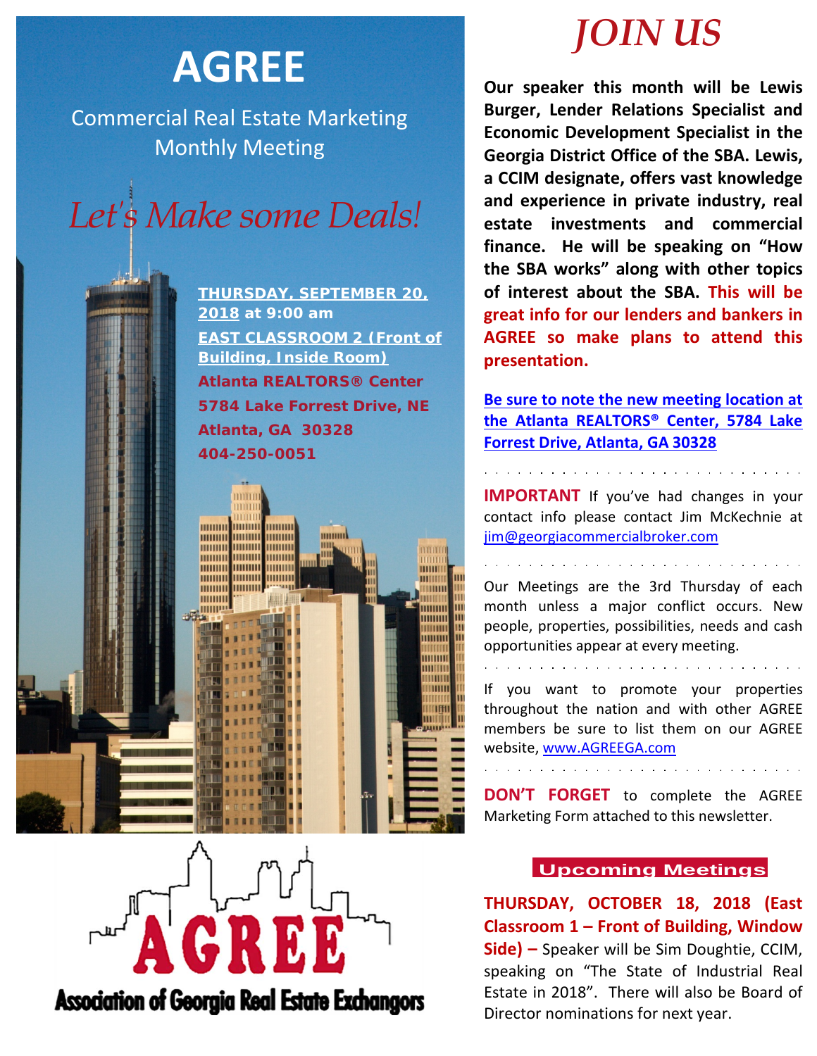# AGREE

Commercial Real Estate Marketing Monthly Meeting

*Let's Make some Deals!*

**THURSDAY, SEPTEMBER 20, 2018 at 9:00 am**

**EAST CLASSROOM 2 (Front of Building, Inside Room)**

**Atlanta REALTORS® Center**
**5784 Lake Forrest Drive, NE**
**Atlanta, GA 30328**
**404-250-0051**

AGREE
Association of Georgia Real Estate Exchangors

# *JOIN US*

**Our speaker this month will be Lewis Burger, Lender Relations Specialist and Economic Development Specialist in the Georgia District Office of the SBA. Lewis, a CCIM designate, offers vast knowledge and experience in private industry, real estate investments and commercial finance. He will be speaking on "How the SBA works" along with other topics of interest about the SBA. This will be great info for our lenders and bankers in AGREE so make plans to attend this presentation.**

**Be sure to note the new meeting location at the Atlanta REALTORS® Center, 5784 Lake Forrest Drive, Atlanta, GA 30328**

**IMPORTANT** If you've had changes in your contact info please contact Jim McKechnie at jim@georgiacommercialbroker.com

Our Meetings are the 3rd Thursday of each month unless a major conflict occurs. New people, properties, possibilities, needs and cash opportunities appear at every meeting.

If you want to promote your properties throughout the nation and with other AGREE members be sure to list them on our AGREE website, www.AGREEGA.com

**DON'T FORGET** to complete the AGREE Marketing Form attached to this newsletter.

## Upcoming Meetings

**THURSDAY, OCTOBER 18, 2018 (East Classroom 1 – Front of Building, Window Side) –** Speaker will be Sim Doughtie, CCIM, speaking on "The State of Industrial Real Estate in 2018". There will also be Board of Director nominations for next year.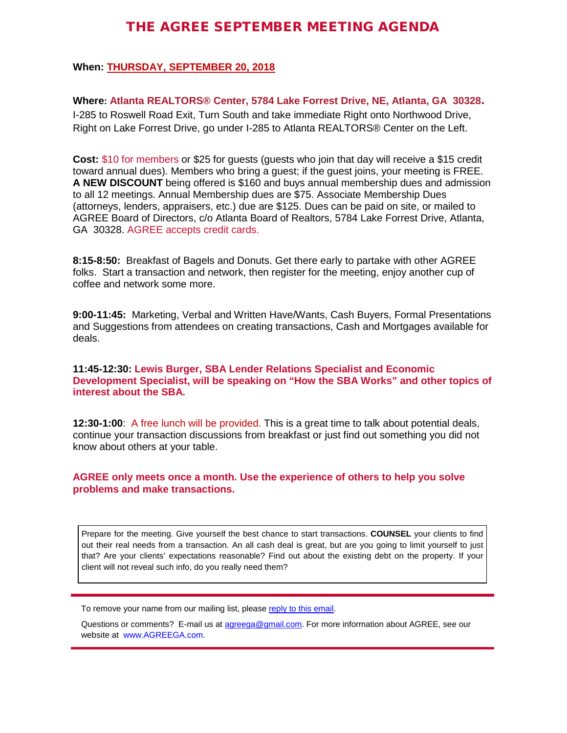# THE AGREE SEPTEMBER MEETING AGENDA

**When: THURSDAY, SEPTEMBER 20, 2018**

**Where: Atlanta REALTORS® Center, 5784 Lake Forrest Drive, NE, Atlanta, GA 30328.**
I-285 to Roswell Road Exit, Turn South and take immediate Right onto Northwood Drive, Right on Lake Forrest Drive, go under I-285 to Atlanta REALTORS® Center on the Left.

**Cost:** $10 for members or $25 for guests (guests who join that day will receive a $15 credit toward annual dues). Members who bring a guest; if the guest joins, your meeting is FREE. **A NEW DISCOUNT** being offered is $160 and buys annual membership dues and admission to all 12 meetings. Annual Membership dues are $75. Associate Membership Dues (attorneys, lenders, appraisers, etc.) due are $125. Dues can be paid on site, or mailed to AGREE Board of Directors, c/o Atlanta Board of Realtors, 5784 Lake Forrest Drive, Atlanta, GA 30328. AGREE accepts credit cards.

**8:15-8:50:** Breakfast of Bagels and Donuts. Get there early to partake with other AGREE folks. Start a transaction and network, then register for the meeting, enjoy another cup of coffee and network some more.

**9:00-11:45:** Marketing, Verbal and Written Have/Wants, Cash Buyers, Formal Presentations and Suggestions from attendees on creating transactions, Cash and Mortgages available for deals.

**11:45-12:30: Lewis Burger, SBA Lender Relations Specialist and Economic Development Specialist, will be speaking on "How the SBA Works" and other topics of interest about the SBA.**

**12:30-1:00**: A free lunch will be provided. This is a great time to talk about potential deals, continue your transaction discussions from breakfast or just find out something you did not know about others at your table.

**AGREE only meets once a month. Use the experience of others to help you solve problems and make transactions.**

Prepare for the meeting. Give yourself the best chance to start transactions. **COUNSEL** your clients to find out their real needs from a transaction. An all cash deal is great, but are you going to limit yourself to just that? Are your clients' expectations reasonable? Find out about the existing debt on the property. If your client will not reveal such info, do you really need them?

---

To remove your name from our mailing list, please reply to this email.

Questions or comments? E-mail us at agreega@gmail.com. For more information about AGREE, see our website at www.AGREEGA.com.

---